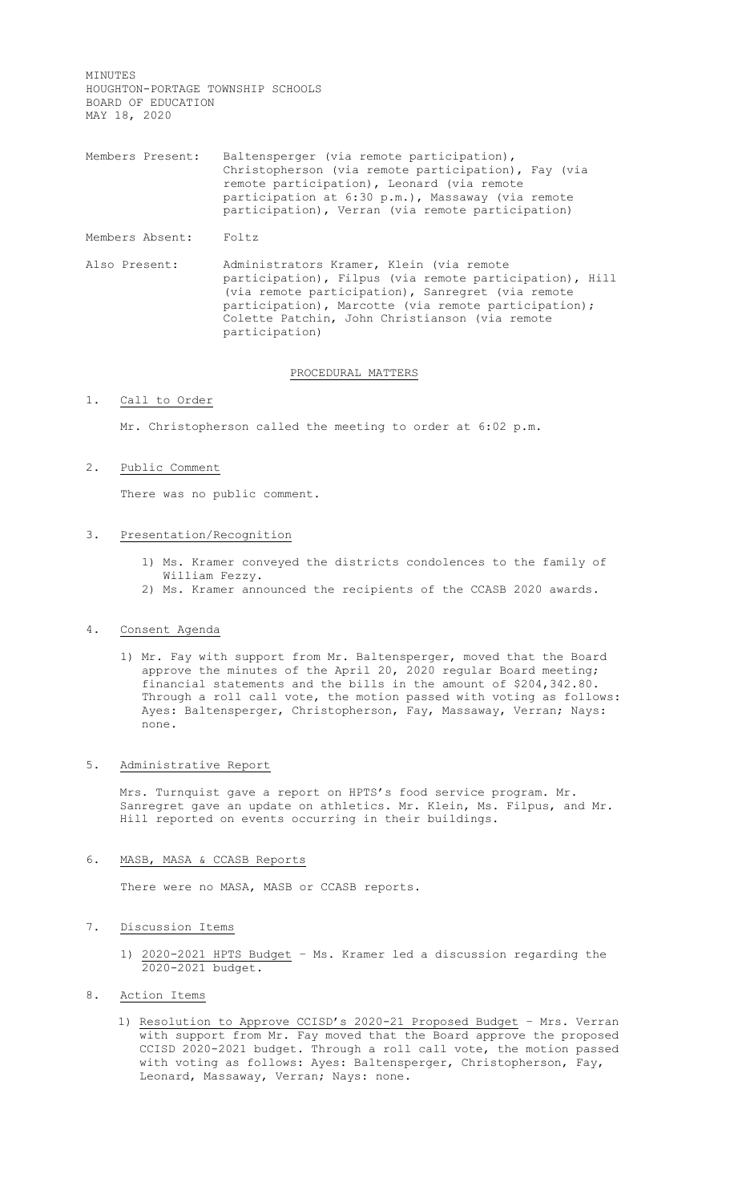MINUTES
HOUGHTON-PORTAGE TOWNSHIP SCHOOLS
BOARD OF EDUCATION
MAY 18, 2020

Members Present: Baltensperger (via remote participation), Christopherson (via remote participation), Fay (via remote participation), Leonard (via remote participation at 6:30 p.m.), Massaway (via remote participation), Verran (via remote participation)

Members Absent: Foltz

Also Present: Administrators Kramer, Klein (via remote participation), Filpus (via remote participation), Hill (via remote participation), Sanregret (via remote participation), Marcotte (via remote participation); Colette Patchin, John Christianson (via remote participation)

## PROCEDURAL MATTERS

1. Call to Order

   Mr. Christopherson called the meeting to order at 6:02 p.m.

2. Public Comment

   There was no public comment.

3. Presentation/Recognition

   1) Ms. Kramer conveyed the districts condolences to the family of William Fezzy.
   2) Ms. Kramer announced the recipients of the CCASB 2020 awards.

4. Consent Agenda

   1) Mr. Fay with support from Mr. Baltensperger, moved that the Board approve the minutes of the April 20, 2020 regular Board meeting; financial statements and the bills in the amount of $204,342.80. Through a roll call vote, the motion passed with voting as follows: Ayes: Baltensperger, Christopherson, Fay, Massaway, Verran; Nays: none.

5. Administrative Report

   Mrs. Turnquist gave a report on HPTS's food service program. Mr. Sanregret gave an update on athletics. Mr. Klein, Ms. Filpus, and Mr. Hill reported on events occurring in their buildings.

6. MASB, MASA & CCASB Reports

   There were no MASA, MASB or CCASB reports.

7. Discussion Items

   1) 2020-2021 HPTS Budget – Ms. Kramer led a discussion regarding the 2020-2021 budget.

8. Action Items

   1) Resolution to Approve CCISD's 2020-21 Proposed Budget – Mrs. Verran with support from Mr. Fay moved that the Board approve the proposed CCISD 2020-2021 budget. Through a roll call vote, the motion passed with voting as follows: Ayes: Baltensperger, Christopherson, Fay, Leonard, Massaway, Verran; Nays: none.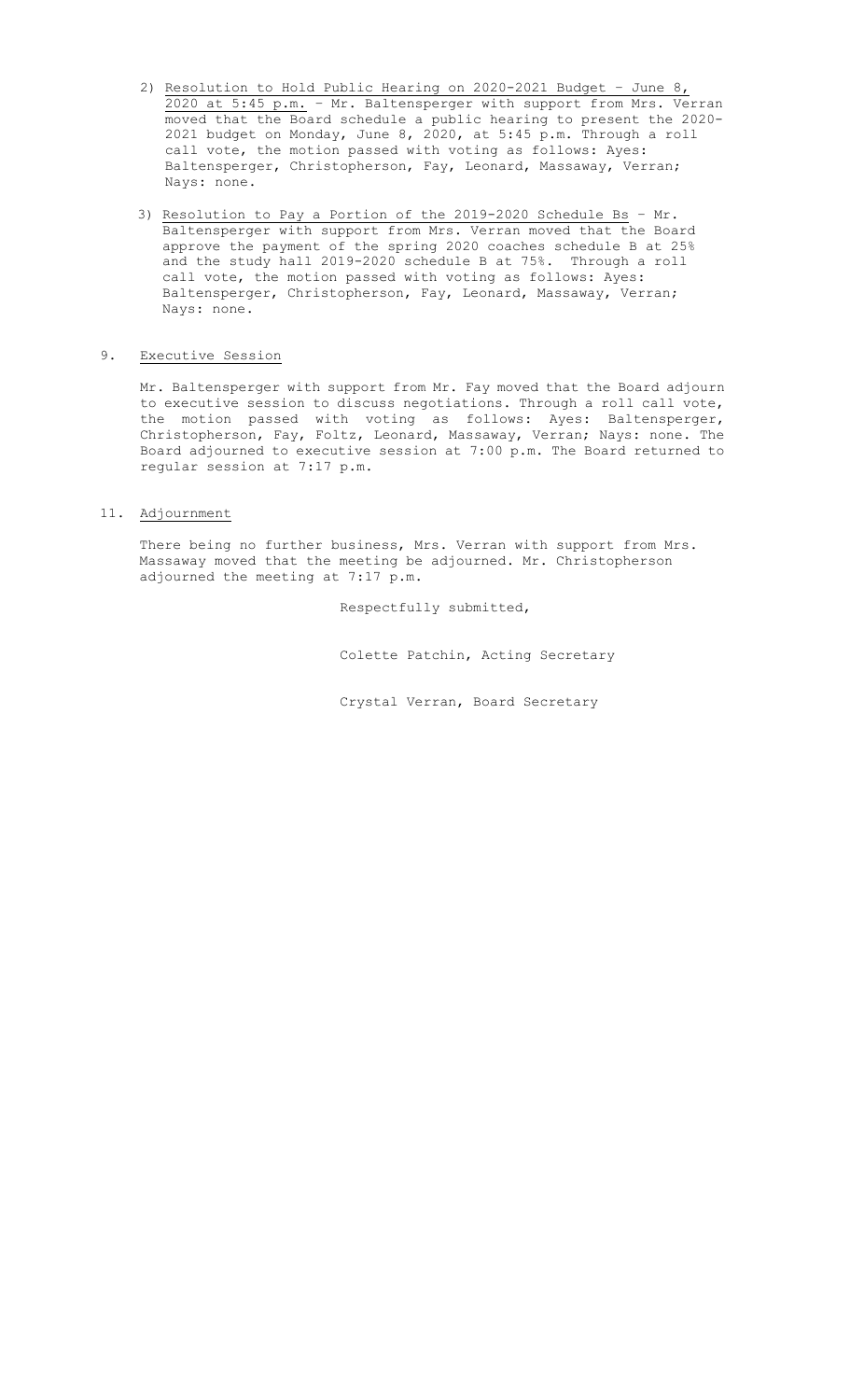2) <u>Resolution to Hold Public Hearing on 2020-2021 Budget – June 8, 2020 at 5:45 p.m.</u> – Mr. Baltensperger with support from Mrs. Verran moved that the Board schedule a public hearing to present the 2020-2021 budget on Monday, June 8, 2020, at 5:45 p.m. Through a roll call vote, the motion passed with voting as follows: Ayes: Baltensperger, Christopherson, Fay, Leonard, Massaway, Verran; Nays: none.

3) <u>Resolution to Pay a Portion of the 2019-2020 Schedule Bs</u> – Mr. Baltensperger with support from Mrs. Verran moved that the Board approve the payment of the spring 2020 coaches schedule B at 25% and the study hall 2019-2020 schedule B at 75%. Through a roll call vote, the motion passed with voting as follows: Ayes: Baltensperger, Christopherson, Fay, Leonard, Massaway, Verran; Nays: none.

9. <u>Executive Session</u>

Mr. Baltensperger with support from Mr. Fay moved that the Board adjourn to executive session to discuss negotiations. Through a roll call vote, the motion passed with voting as follows: Ayes: Baltensperger, Christopherson, Fay, Foltz, Leonard, Massaway, Verran; Nays: none. The Board adjourned to executive session at 7:00 p.m. The Board returned to regular session at 7:17 p.m.

11. <u>Adjournment</u>

There being no further business, Mrs. Verran with support from Mrs. Massaway moved that the meeting be adjourned. Mr. Christopherson adjourned the meeting at 7:17 p.m.

Respectfully submitted,

Colette Patchin, Acting Secretary

Crystal Verran, Board Secretary